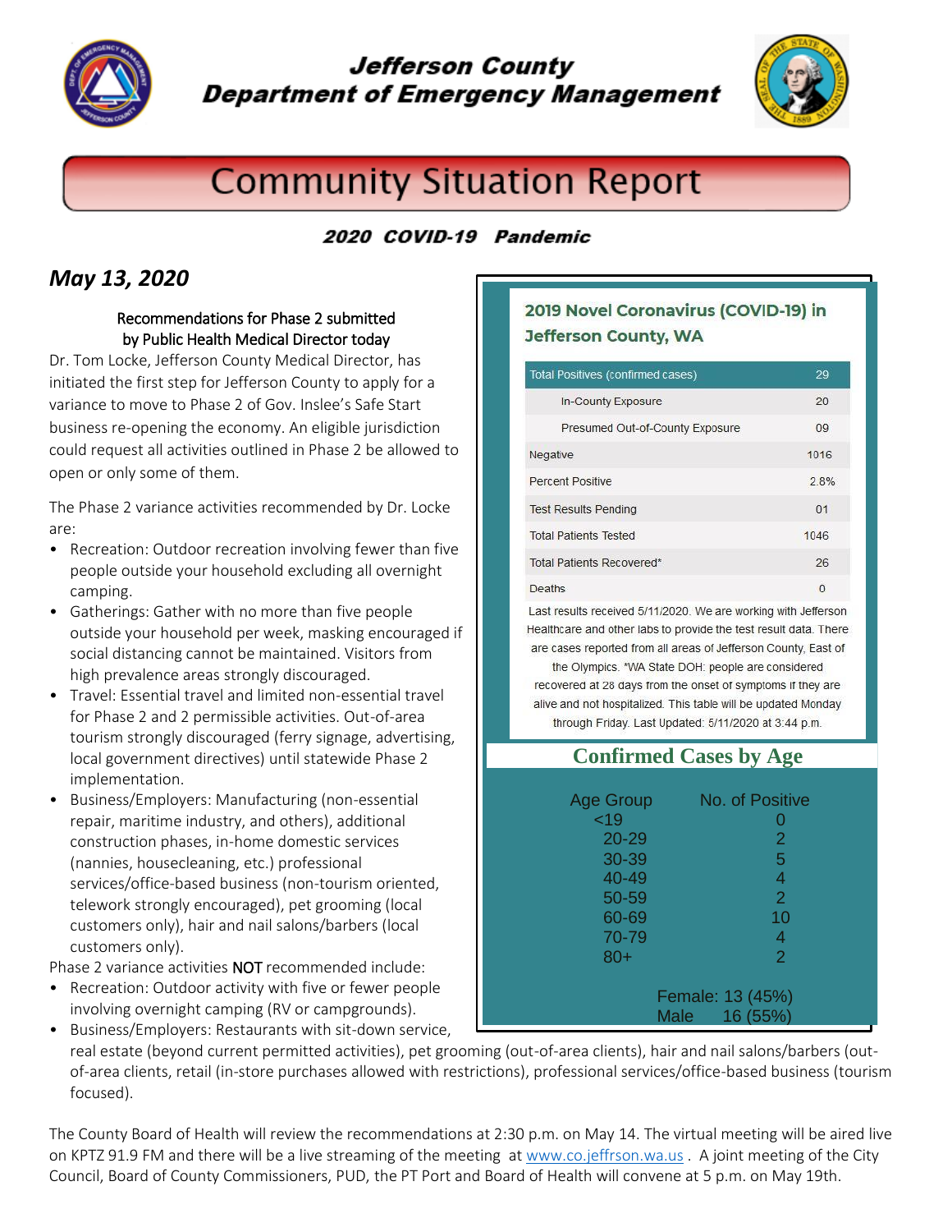# Jefferson County Department of Emergency Management

# Community Situation Report

### *2020 COVID-19 Pandemic*

## *May 13, 2020*

**Recommendations for Phase 2 submitted by Public Health Medical Director today**

Dr. Tom Locke, Jefferson County Medical Director, has initiated the first step for Jefferson County to apply for a variance to move to Phase 2 of Gov. Inslee's Safe Start business re-opening the economy. An eligible jurisdiction could request all activities outlined in Phase 2 be allowed to open or only some of them.

The Phase 2 variance activities recommended by Dr. Locke are:

- Recreation: Outdoor recreation involving fewer than five people outside your household excluding all overnight camping.
- Gatherings: Gather with no more than five people outside your household per week, masking encouraged if social distancing cannot be maintained. Visitors from high prevalence areas strongly discouraged.
- Travel: Essential travel and limited non-essential travel for Phase 2 and 2 permissible activities. Out-of-area tourism strongly discouraged (ferry signage, advertising, local government directives) until statewide Phase 2 implementation.
- Business/Employers: Manufacturing (non-essential repair, maritime industry, and others), additional construction phases, in-home domestic services (nannies, housecleaning, etc.) professional services/office-based business (non-tourism oriented, telework strongly encouraged), pet grooming (local customers only), hair and nail salons/barbers (local customers only).

Phase 2 variance activities **NOT** recommended include:

- Recreation: Outdoor activity with five or fewer people involving overnight camping (RV or campgrounds).
- Business/Employers: Restaurants with sit-down service, real estate (beyond current permitted activities), pet grooming (out-of-area clients), hair and nail salons/barbers (out-of-area clients, retail (in-store purchases allowed with restrictions), professional services/office-based business (tourism focused).

The County Board of Health will review the recommendations at 2:30 p.m. on May 14. The virtual meeting will be aired live on KPTZ 91.9 FM and there will be a live streaming of the meeting at www.co.jeffrson.wa.us . A joint meeting of the City Council, Board of County Commissioners, PUD, the PT Port and Board of Health will convene at 5 p.m. on May 19th.

### 2019 Novel Coronavirus (COVID-19) in Jefferson County, WA

| Total Positives (confirmed cases) | 29 |
|---|---|
| In-County Exposure | 20 |
| Presumed Out-of-County Exposure | 09 |
| Negative | 1016 |
| Percent Positive | 2.8% |
| Test Results Pending | 01 |
| Total Patients Tested | 1046 |
| Total Patients Recovered* | 26 |
| Deaths | 0 |

Last results received 5/11/2020. We are working with Jefferson Healthcare and other labs to provide the test result data. There are cases reported from all areas of Jefferson County, East of the Olympics. *WA State DOH: people are considered recovered at 28 days from the onset of symptoms if they are alive and not hospitalized. This table will be updated Monday through Friday. Last Updated: 5/11/2020 at 3:44 p.m.

### Confirmed Cases by Age

| Age Group | No. of Positive |
|---|---|
| <19 | 0 |
| 20-29 | 2 |
| 30-39 | 5 |
| 40-49 | 4 |
| 50-59 | 2 |
| 60-69 | 10 |
| 70-79 | 4 |
| 80+ | 2 |

Female: 13 (45%)
Male 16 (55%)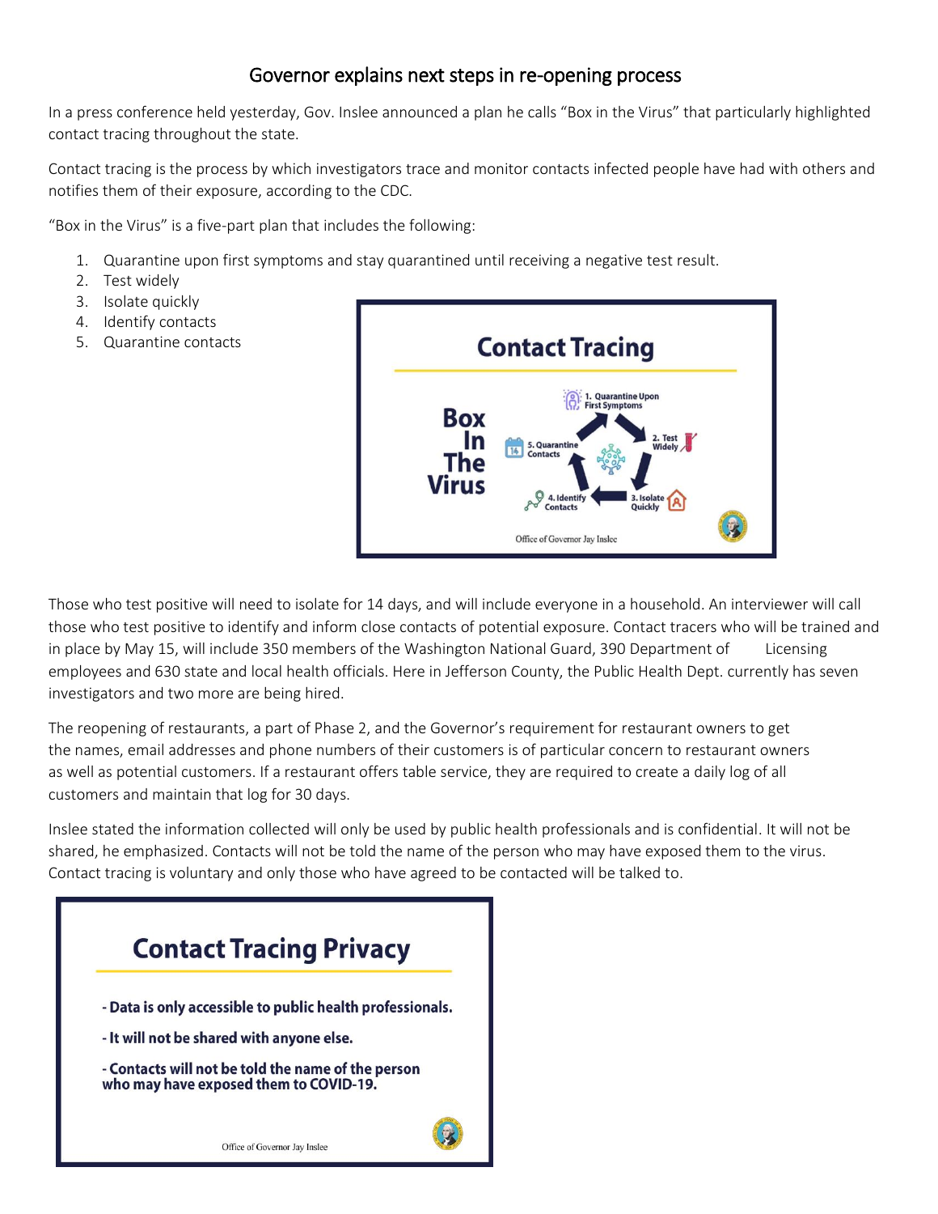# Governor explains next steps in re-opening process

In a press conference held yesterday, Gov. Inslee announced a plan he calls "Box in the Virus" that particularly highlighted contact tracing throughout the state.

Contact tracing is the process by which investigators trace and monitor contacts infected people have had with others and notifies them of their exposure, according to the CDC.

"Box in the Virus" is a five-part plan that includes the following:

1. Quarantine upon first symptoms and stay quarantined until receiving a negative test result.
2. Test widely
3. Isolate quickly
4. Identify contacts
5. Quarantine contacts

**Contact Tracing**

**Box In The Virus**

1. Quarantine Upon First Symptoms
2. Test Widely
3. Isolate Quickly
4. Identify Contacts
5. Quarantine Contacts

Office of Governor Jay Inslee

Those who test positive will need to isolate for 14 days, and will include everyone in a household. An interviewer will call those who test positive to identify and inform close contacts of potential exposure. Contact tracers who will be trained and in place by May 15, will include 350 members of the Washington National Guard, 390 Department of Licensing employees and 630 state and local health officials. Here in Jefferson County, the Public Health Dept. currently has seven investigators and two more are being hired.

The reopening of restaurants, a part of Phase 2, and the Governor's requirement for restaurant owners to get the names, email addresses and phone numbers of their customers is of particular concern to restaurant owners as well as potential customers. If a restaurant offers table service, they are required to create a daily log of all customers and maintain that log for 30 days.

Inslee stated the information collected will only be used by public health professionals and is confidential. It will not be shared, he emphasized. Contacts will not be told the name of the person who may have exposed them to the virus. Contact tracing is voluntary and only those who have agreed to be contacted will be talked to.

**Contact Tracing Privacy**

- **Data is only accessible to public health professionals.**
- **It will not be shared with anyone else.**
- **Contacts will not be told the name of the person who may have exposed them to COVID-19.**

Office of Governor Jay Inslee